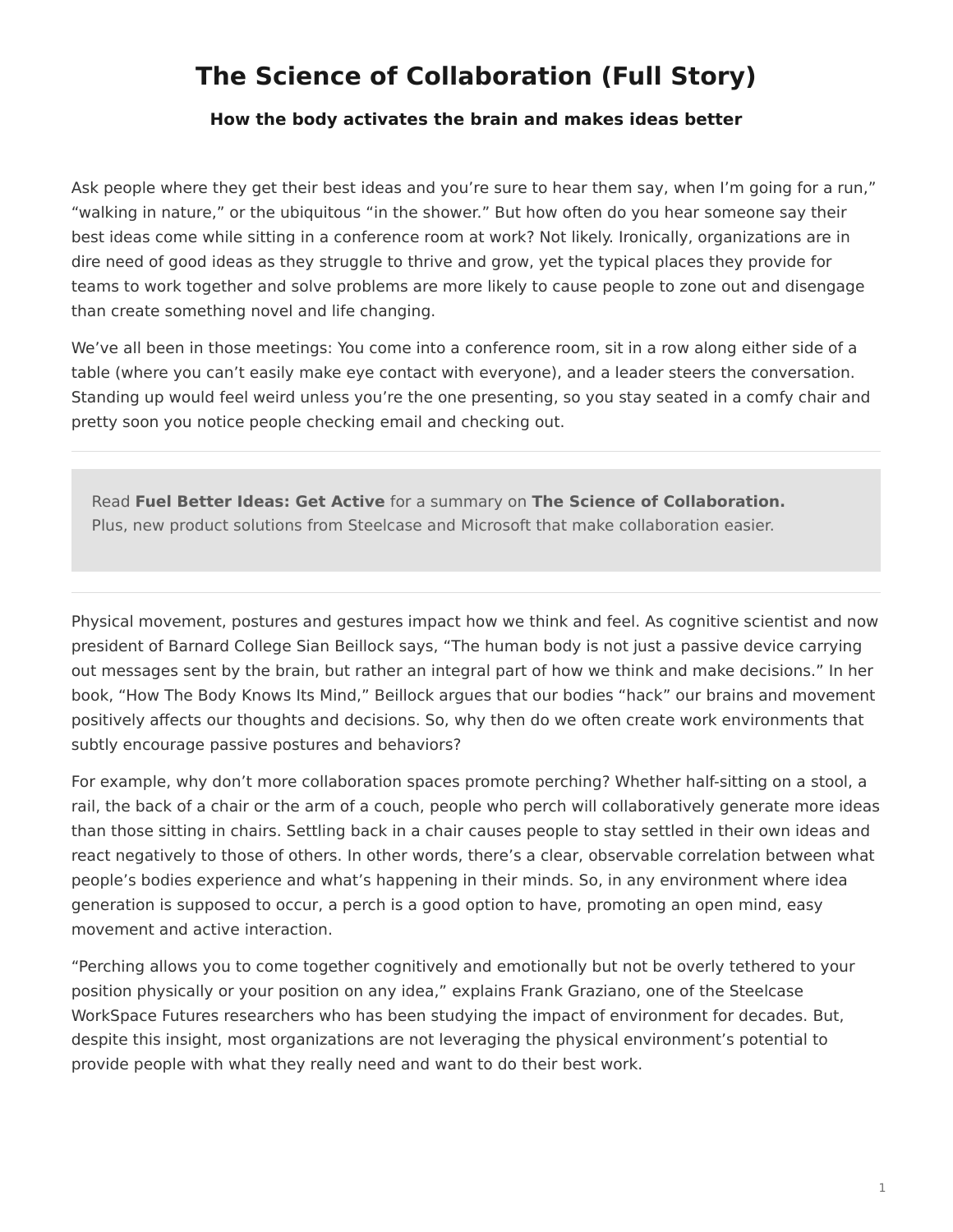# The Science of Collaboration (Full Story)

**How the body activates the brain and makes ideas better**

Ask people where they get their best ideas and you're sure to hear them say, when I'm going for a run," "walking in nature," or the ubiquitous "in the shower." But how often do you hear someone say their best ideas come while sitting in a conference room at work? Not likely. Ironically, organizations are in dire need of good ideas as they struggle to thrive and grow, yet the typical places they provide for teams to work together and solve problems are more likely to cause people to zone out and disengage than create something novel and life changing.

We've all been in those meetings: You come into a conference room, sit in a row along either side of a table (where you can't easily make eye contact with everyone), and a leader steers the conversation. Standing up would feel weird unless you're the one presenting, so you stay seated in a comfy chair and pretty soon you notice people checking email and checking out.

---

> Read **Fuel Better Ideas: Get Active** for a summary on **The Science of Collaboration.**
> Plus, new product solutions from Steelcase and Microsoft that make collaboration easier.

---

Physical movement, postures and gestures impact how we think and feel. As cognitive scientist and now president of Barnard College Sian Beillock says, "The human body is not just a passive device carrying out messages sent by the brain, but rather an integral part of how we think and make decisions." In her book, "How The Body Knows Its Mind," Beillock argues that our bodies "hack" our brains and movement positively affects our thoughts and decisions. So, why then do we often create work environments that subtly encourage passive postures and behaviors?

For example, why don't more collaboration spaces promote perching? Whether half-sitting on a stool, a rail, the back of a chair or the arm of a couch, people who perch will collaboratively generate more ideas than those sitting in chairs. Settling back in a chair causes people to stay settled in their own ideas and react negatively to those of others. In other words, there's a clear, observable correlation between what people's bodies experience and what's happening in their minds. So, in any environment where idea generation is supposed to occur, a perch is a good option to have, promoting an open mind, easy movement and active interaction.

"Perching allows you to come together cognitively and emotionally but not be overly tethered to your position physically or your position on any idea," explains Frank Graziano, one of the Steelcase WorkSpace Futures researchers who has been studying the impact of environment for decades. But, despite this insight, most organizations are not leveraging the physical environment's potential to provide people with what they really need and want to do their best work.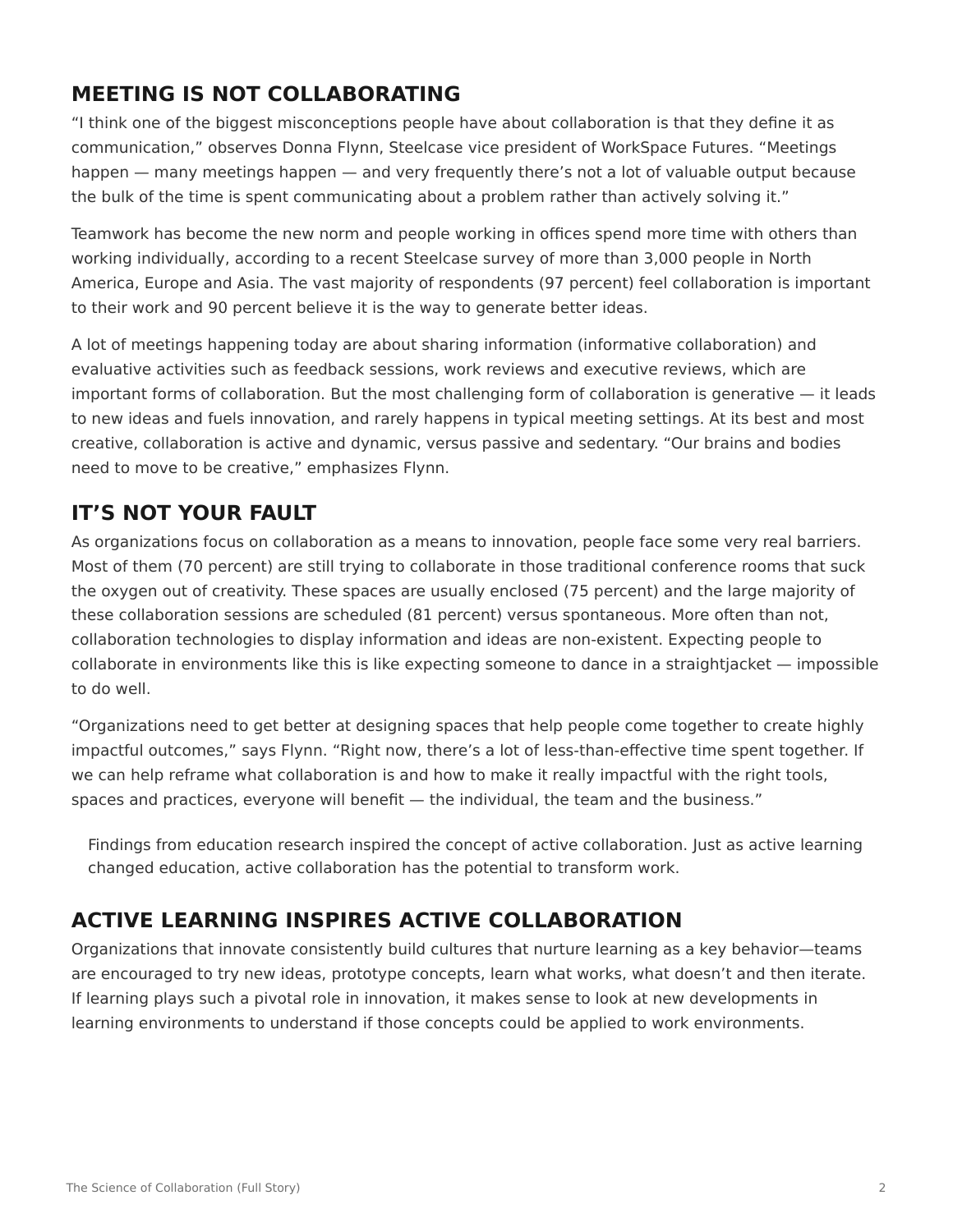## MEETING IS NOT COLLABORATING

"I think one of the biggest misconceptions people have about collaboration is that they define it as communication," observes Donna Flynn, Steelcase vice president of WorkSpace Futures. "Meetings happen — many meetings happen — and very frequently there's not a lot of valuable output because the bulk of the time is spent communicating about a problem rather than actively solving it."

Teamwork has become the new norm and people working in offices spend more time with others than working individually, according to a recent Steelcase survey of more than 3,000 people in North America, Europe and Asia. The vast majority of respondents (97 percent) feel collaboration is important to their work and 90 percent believe it is the way to generate better ideas.

A lot of meetings happening today are about sharing information (informative collaboration) and evaluative activities such as feedback sessions, work reviews and executive reviews, which are important forms of collaboration. But the most challenging form of collaboration is generative — it leads to new ideas and fuels innovation, and rarely happens in typical meeting settings. At its best and most creative, collaboration is active and dynamic, versus passive and sedentary. "Our brains and bodies need to move to be creative," emphasizes Flynn.

## IT'S NOT YOUR FAULT

As organizations focus on collaboration as a means to innovation, people face some very real barriers. Most of them (70 percent) are still trying to collaborate in those traditional conference rooms that suck the oxygen out of creativity. These spaces are usually enclosed (75 percent) and the large majority of these collaboration sessions are scheduled (81 percent) versus spontaneous. More often than not, collaboration technologies to display information and ideas are non-existent. Expecting people to collaborate in environments like this is like expecting someone to dance in a straightjacket — impossible to do well.

"Organizations need to get better at designing spaces that help people come together to create highly impactful outcomes," says Flynn. "Right now, there's a lot of less-than-effective time spent together. If we can help reframe what collaboration is and how to make it really impactful with the right tools, spaces and practices, everyone will benefit — the individual, the team and the business."

> Findings from education research inspired the concept of active collaboration. Just as active learning changed education, active collaboration has the potential to transform work.

## ACTIVE LEARNING INSPIRES ACTIVE COLLABORATION

Organizations that innovate consistently build cultures that nurture learning as a key behavior—teams are encouraged to try new ideas, prototype concepts, learn what works, what doesn't and then iterate. If learning plays such a pivotal role in innovation, it makes sense to look at new developments in learning environments to understand if those concepts could be applied to work environments.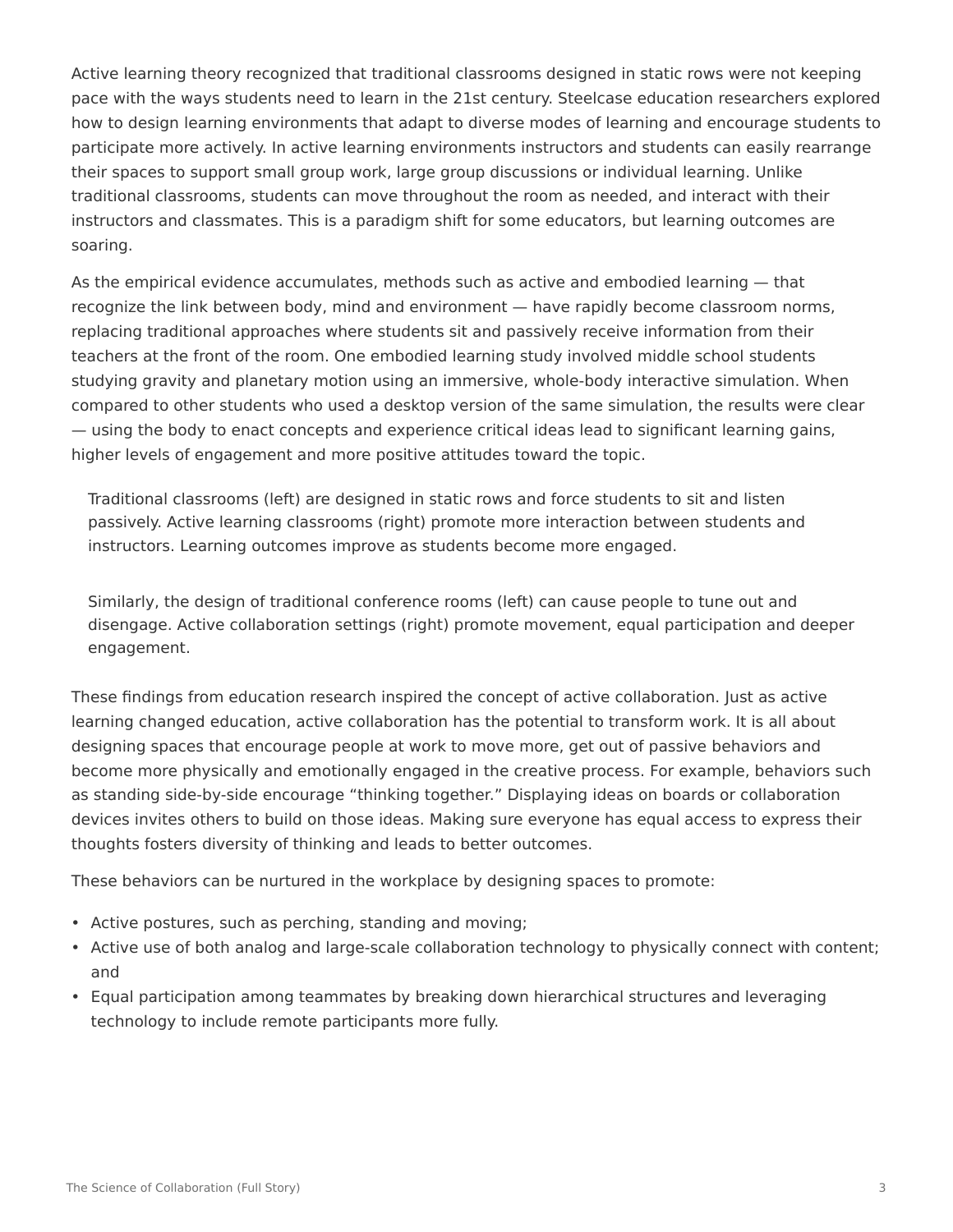Active learning theory recognized that traditional classrooms designed in static rows were not keeping pace with the ways students need to learn in the 21st century. Steelcase education researchers explored how to design learning environments that adapt to diverse modes of learning and encourage students to participate more actively. In active learning environments instructors and students can easily rearrange their spaces to support small group work, large group discussions or individual learning. Unlike traditional classrooms, students can move throughout the room as needed, and interact with their instructors and classmates. This is a paradigm shift for some educators, but learning outcomes are soaring.

As the empirical evidence accumulates, methods such as active and embodied learning — that recognize the link between body, mind and environment — have rapidly become classroom norms, replacing traditional approaches where students sit and passively receive information from their teachers at the front of the room. One embodied learning study involved middle school students studying gravity and planetary motion using an immersive, whole-body interactive simulation. When compared to other students who used a desktop version of the same simulation, the results were clear — using the body to enact concepts and experience critical ideas lead to significant learning gains, higher levels of engagement and more positive attitudes toward the topic.

Traditional classrooms (left) are designed in static rows and force students to sit and listen passively. Active learning classrooms (right) promote more interaction between students and instructors. Learning outcomes improve as students become more engaged.

Similarly, the design of traditional conference rooms (left) can cause people to tune out and disengage. Active collaboration settings (right) promote movement, equal participation and deeper engagement.

These findings from education research inspired the concept of active collaboration. Just as active learning changed education, active collaboration has the potential to transform work. It is all about designing spaces that encourage people at work to move more, get out of passive behaviors and become more physically and emotionally engaged in the creative process. For example, behaviors such as standing side-by-side encourage "thinking together." Displaying ideas on boards or collaboration devices invites others to build on those ideas. Making sure everyone has equal access to express their thoughts fosters diversity of thinking and leads to better outcomes.

These behaviors can be nurtured in the workplace by designing spaces to promote:

- Active postures, such as perching, standing and moving;
- Active use of both analog and large-scale collaboration technology to physically connect with content; and
- Equal participation among teammates by breaking down hierarchical structures and leveraging technology to include remote participants more fully.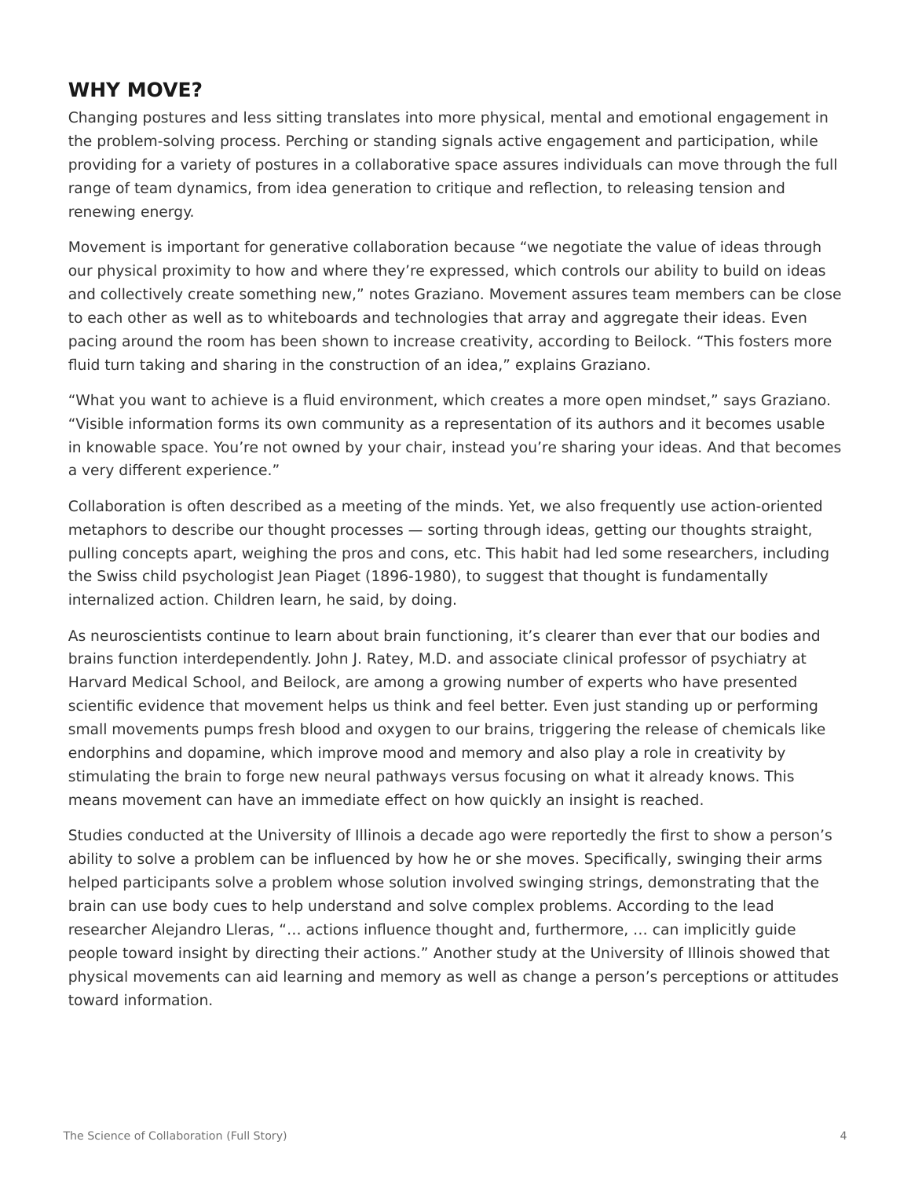## WHY MOVE?

Changing postures and less sitting translates into more physical, mental and emotional engagement in the problem-solving process. Perching or standing signals active engagement and participation, while providing for a variety of postures in a collaborative space assures individuals can move through the full range of team dynamics, from idea generation to critique and reflection, to releasing tension and renewing energy.

Movement is important for generative collaboration because "we negotiate the value of ideas through our physical proximity to how and where they're expressed, which controls our ability to build on ideas and collectively create something new," notes Graziano. Movement assures team members can be close to each other as well as to whiteboards and technologies that array and aggregate their ideas. Even pacing around the room has been shown to increase creativity, according to Beilock. "This fosters more fluid turn taking and sharing in the construction of an idea," explains Graziano.

"What you want to achieve is a fluid environment, which creates a more open mindset," says Graziano. "Visible information forms its own community as a representation of its authors and it becomes usable in knowable space. You're not owned by your chair, instead you're sharing your ideas. And that becomes a very different experience."

Collaboration is often described as a meeting of the minds. Yet, we also frequently use action-oriented metaphors to describe our thought processes — sorting through ideas, getting our thoughts straight, pulling concepts apart, weighing the pros and cons, etc. This habit had led some researchers, including the Swiss child psychologist Jean Piaget (1896-1980), to suggest that thought is fundamentally internalized action. Children learn, he said, by doing.

As neuroscientists continue to learn about brain functioning, it's clearer than ever that our bodies and brains function interdependently. John J. Ratey, M.D. and associate clinical professor of psychiatry at Harvard Medical School, and Beilock, are among a growing number of experts who have presented scientific evidence that movement helps us think and feel better. Even just standing up or performing small movements pumps fresh blood and oxygen to our brains, triggering the release of chemicals like endorphins and dopamine, which improve mood and memory and also play a role in creativity by stimulating the brain to forge new neural pathways versus focusing on what it already knows. This means movement can have an immediate effect on how quickly an insight is reached.

Studies conducted at the University of Illinois a decade ago were reportedly the first to show a person's ability to solve a problem can be influenced by how he or she moves. Specifically, swinging their arms helped participants solve a problem whose solution involved swinging strings, demonstrating that the brain can use body cues to help understand and solve complex problems. According to the lead researcher Alejandro Lleras, "… actions influence thought and, furthermore, … can implicitly guide people toward insight by directing their actions." Another study at the University of Illinois showed that physical movements can aid learning and memory as well as change a person's perceptions or attitudes toward information.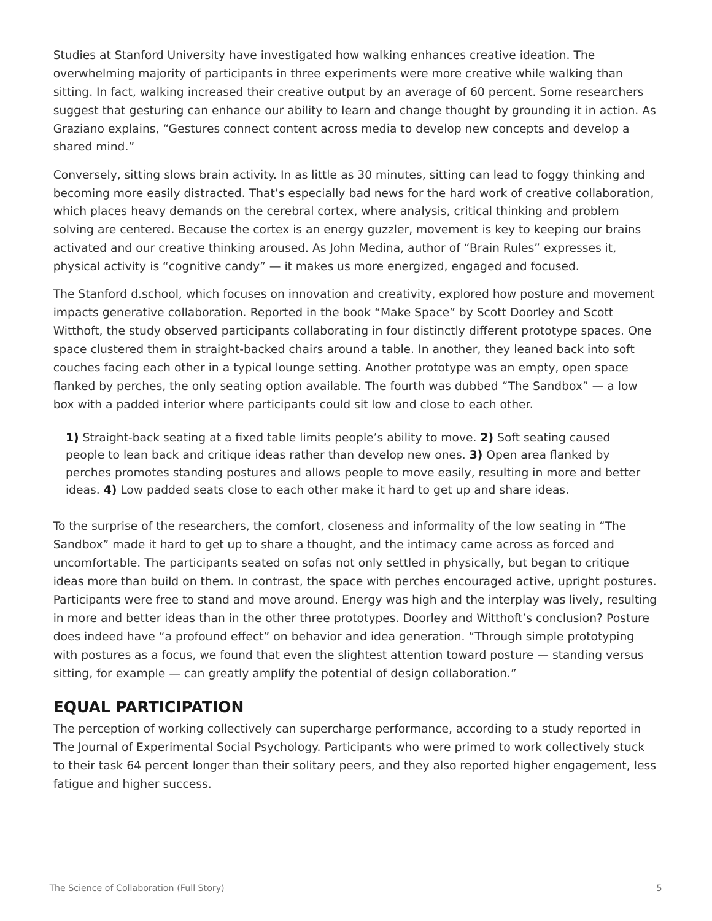Studies at Stanford University have investigated how walking enhances creative ideation. The overwhelming majority of participants in three experiments were more creative while walking than sitting. In fact, walking increased their creative output by an average of 60 percent. Some researchers suggest that gesturing can enhance our ability to learn and change thought by grounding it in action. As Graziano explains, “Gestures connect content across media to develop new concepts and develop a shared mind.”

Conversely, sitting slows brain activity. In as little as 30 minutes, sitting can lead to foggy thinking and becoming more easily distracted. That’s especially bad news for the hard work of creative collaboration, which places heavy demands on the cerebral cortex, where analysis, critical thinking and problem solving are centered. Because the cortex is an energy guzzler, movement is key to keeping our brains activated and our creative thinking aroused. As John Medina, author of “Brain Rules” expresses it, physical activity is “cognitive candy” — it makes us more energized, engaged and focused.

The Stanford d.school, which focuses on innovation and creativity, explored how posture and movement impacts generative collaboration. Reported in the book “Make Space” by Scott Doorley and Scott Witthoft, the study observed participants collaborating in four distinctly different prototype spaces. One space clustered them in straight-backed chairs around a table. In another, they leaned back into soft couches facing each other in a typical lounge setting. Another prototype was an empty, open space flanked by perches, the only seating option available. The fourth was dubbed “The Sandbox” — a low box with a padded interior where participants could sit low and close to each other.

> **1)** Straight-back seating at a fixed table limits people’s ability to move. **2)** Soft seating caused people to lean back and critique ideas rather than develop new ones. **3)** Open area flanked by perches promotes standing postures and allows people to move easily, resulting in more and better ideas. **4)** Low padded seats close to each other make it hard to get up and share ideas.

To the surprise of the researchers, the comfort, closeness and informality of the low seating in “The Sandbox” made it hard to get up to share a thought, and the intimacy came across as forced and uncomfortable. The participants seated on sofas not only settled in physically, but began to critique ideas more than build on them. In contrast, the space with perches encouraged active, upright postures. Participants were free to stand and move around. Energy was high and the interplay was lively, resulting in more and better ideas than in the other three prototypes. Doorley and Witthoft’s conclusion? Posture does indeed have “a profound effect” on behavior and idea generation. “Through simple prototyping with postures as a focus, we found that even the slightest attention toward posture — standing versus sitting, for example — can greatly amplify the potential of design collaboration.”

## EQUAL PARTICIPATION

The perception of working collectively can supercharge performance, according to a study reported in The Journal of Experimental Social Psychology. Participants who were primed to work collectively stuck to their task 64 percent longer than their solitary peers, and they also reported higher engagement, less fatigue and higher success.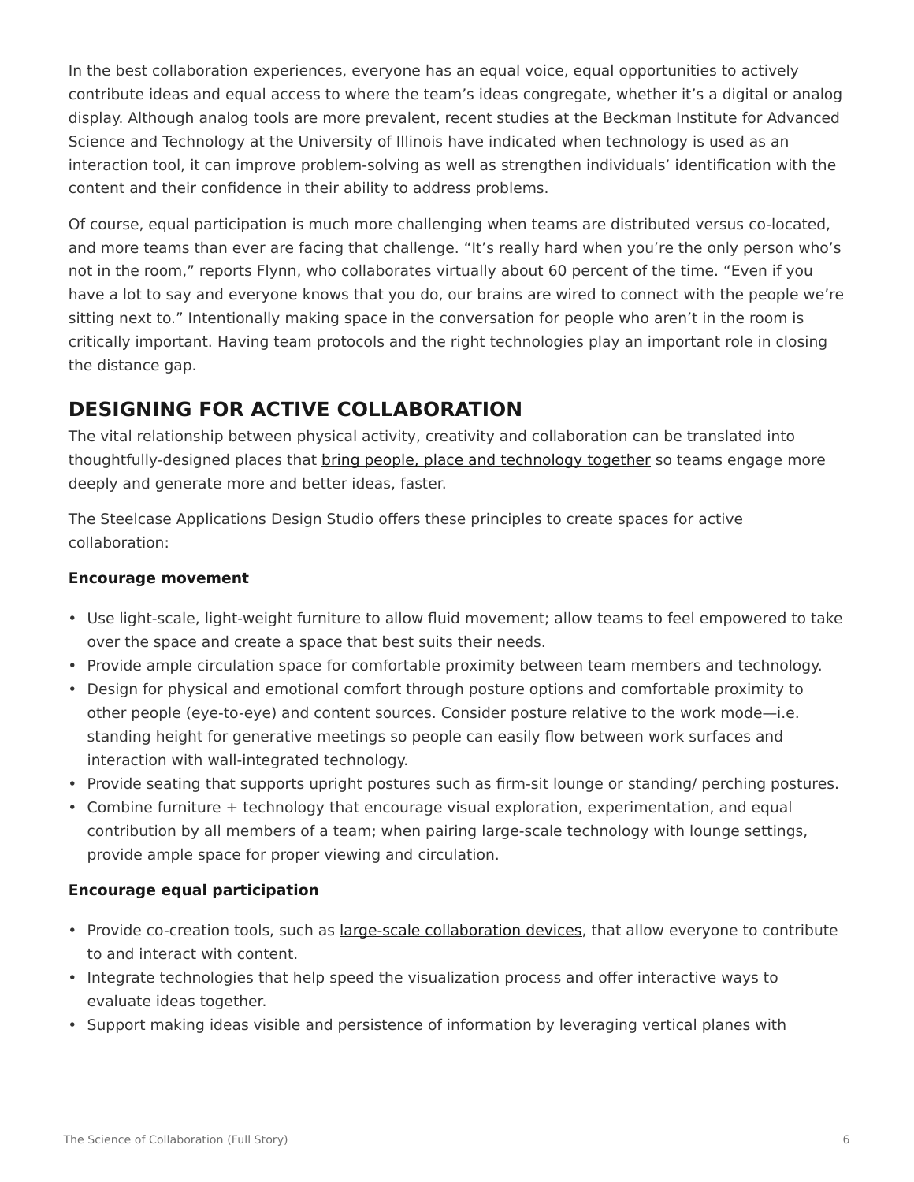In the best collaboration experiences, everyone has an equal voice, equal opportunities to actively contribute ideas and equal access to where the team's ideas congregate, whether it's a digital or analog display. Although analog tools are more prevalent, recent studies at the Beckman Institute for Advanced Science and Technology at the University of Illinois have indicated when technology is used as an interaction tool, it can improve problem-solving as well as strengthen individuals' identification with the content and their confidence in their ability to address problems.

Of course, equal participation is much more challenging when teams are distributed versus co-located, and more teams than ever are facing that challenge. "It's really hard when you're the only person who's not in the room," reports Flynn, who collaborates virtually about 60 percent of the time. "Even if you have a lot to say and everyone knows that you do, our brains are wired to connect with the people we're sitting next to." Intentionally making space in the conversation for people who aren't in the room is critically important. Having team protocols and the right technologies play an important role in closing the distance gap.

## DESIGNING FOR ACTIVE COLLABORATION

The vital relationship between physical activity, creativity and collaboration can be translated into thoughtfully-designed places that bring people, place and technology together so teams engage more deeply and generate more and better ideas, faster.

The Steelcase Applications Design Studio offers these principles to create spaces for active collaboration:

**Encourage movement**

- Use light-scale, light-weight furniture to allow fluid movement; allow teams to feel empowered to take over the space and create a space that best suits their needs.
- Provide ample circulation space for comfortable proximity between team members and technology.
- Design for physical and emotional comfort through posture options and comfortable proximity to other people (eye-to-eye) and content sources. Consider posture relative to the work mode—i.e. standing height for generative meetings so people can easily flow between work surfaces and interaction with wall-integrated technology.
- Provide seating that supports upright postures such as firm-sit lounge or standing/ perching postures.
- Combine furniture + technology that encourage visual exploration, experimentation, and equal contribution by all members of a team; when pairing large-scale technology with lounge settings, provide ample space for proper viewing and circulation.

**Encourage equal participation**

- Provide co-creation tools, such as large-scale collaboration devices, that allow everyone to contribute to and interact with content.
- Integrate technologies that help speed the visualization process and offer interactive ways to evaluate ideas together.
- Support making ideas visible and persistence of information by leveraging vertical planes with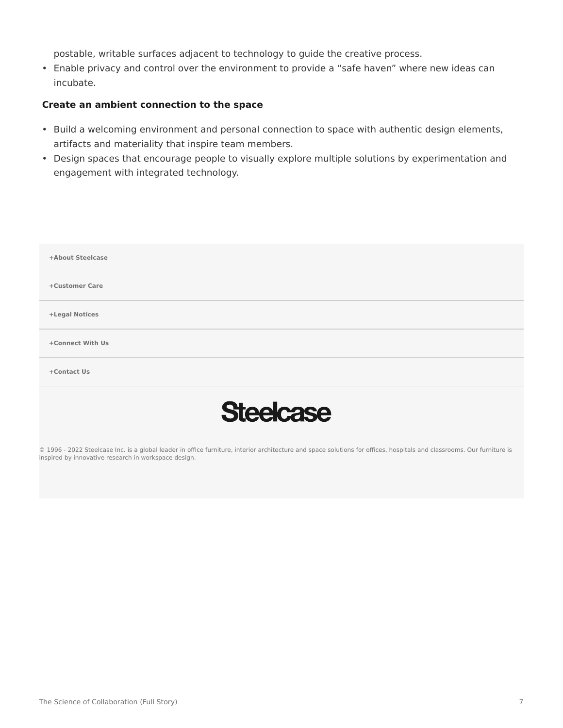postable, writable surfaces adjacent to technology to guide the creative process.

- Enable privacy and control over the environment to provide a “safe haven” where new ideas can incubate.

**Create an ambient connection to the space**

- Build a welcoming environment and personal connection to space with authentic design elements, artifacts and materiality that inspire team members.
- Design spaces that encourage people to visually explore multiple solutions by experimentation and engagement with integrated technology.

+About Steelcase

+Customer Care

+Legal Notices

+Connect With Us

+Contact Us

Steelcase

© 1996 - 2022 Steelcase Inc. is a global leader in office furniture, interior architecture and space solutions for offices, hospitals and classrooms. Our furniture is inspired by innovative research in workspace design.